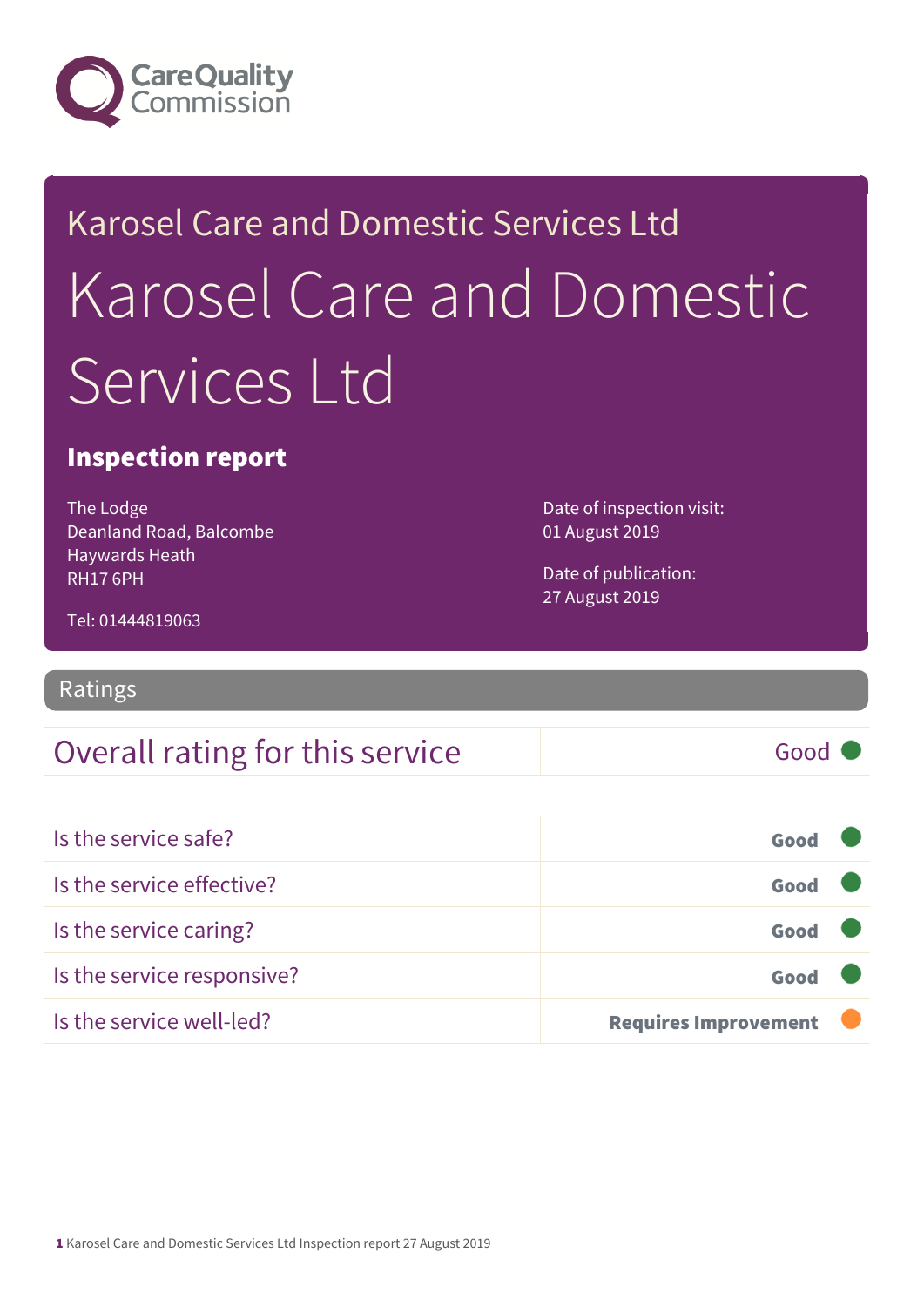Care Quality Commission

Karosel Care and Domestic Services Ltd

# Karosel Care and Domestic Services Ltd

## Inspection report

The Lodge
Deanland Road, Balcombe
Haywards Heath
RH17 6PH

Tel: 01444819063

Date of inspection visit:
01 August 2019

Date of publication:
27 August 2019

## Ratings

| Overall rating for this service | Good |
| --- | --- |

| Is the service safe? | Good |
| --- | --- |
| Is the service effective? | Good |
| Is the service caring? | Good |
| Is the service responsive? | Good |
| Is the service well-led? | Requires Improvement |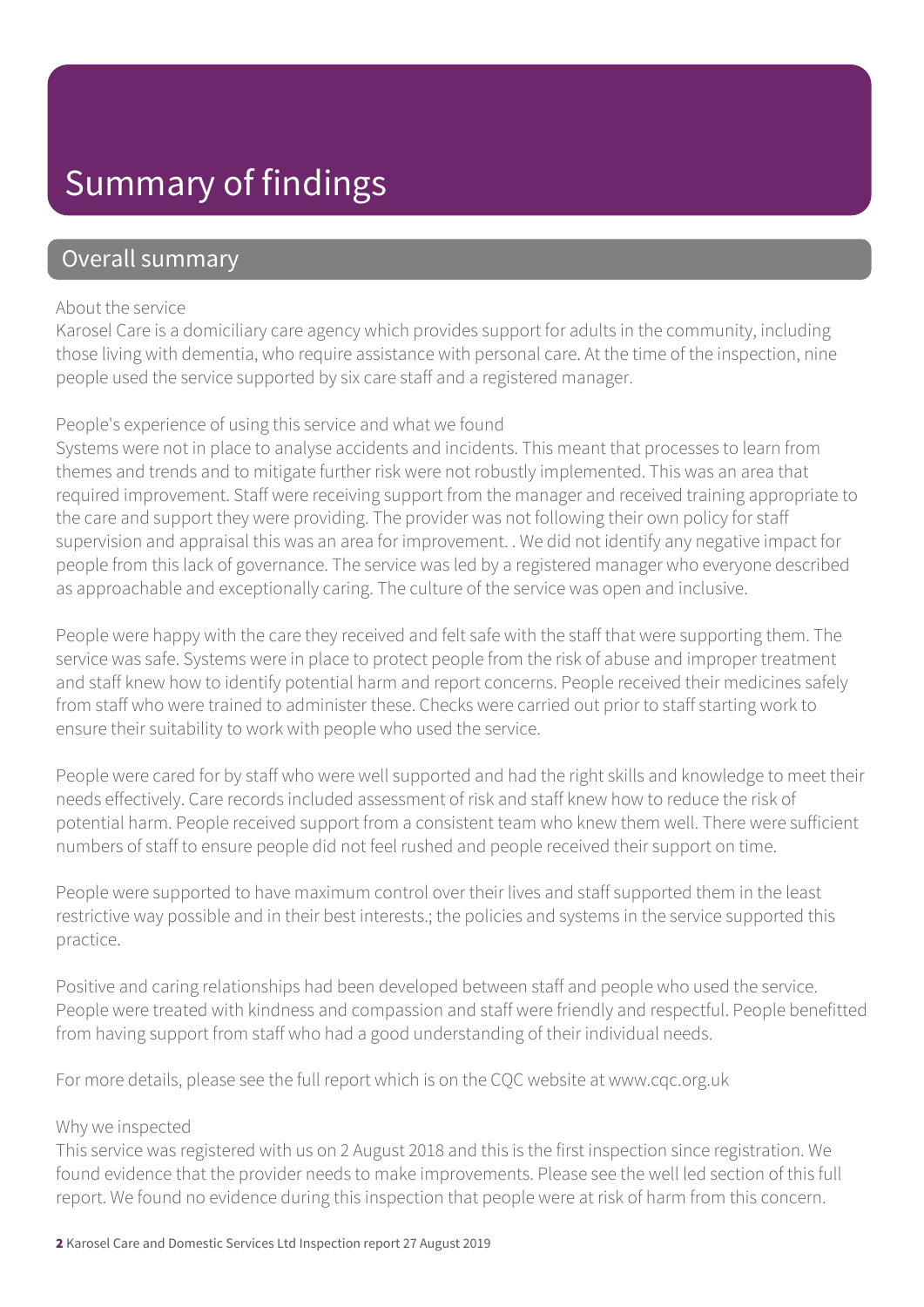# Summary of findings

## Overall summary

About the service

Karosel Care is a domiciliary care agency which provides support for adults in the community, including those living with dementia, who require assistance with personal care. At the time of the inspection, nine people used the service supported by six care staff and a registered manager.

People's experience of using this service and what we found

Systems were not in place to analyse accidents and incidents. This meant that processes to learn from themes and trends and to mitigate further risk were not robustly implemented. This was an area that required improvement. Staff were receiving support from the manager and received training appropriate to the care and support they were providing. The provider was not following their own policy for staff supervision and appraisal this was an area for improvement. . We did not identify any negative impact for people from this lack of governance. The service was led by a registered manager who everyone described as approachable and exceptionally caring. The culture of the service was open and inclusive.

People were happy with the care they received and felt safe with the staff that were supporting them. The service was safe. Systems were in place to protect people from the risk of abuse and improper treatment and staff knew how to identify potential harm and report concerns. People received their medicines safely from staff who were trained to administer these. Checks were carried out prior to staff starting work to ensure their suitability to work with people who used the service.

People were cared for by staff who were well supported and had the right skills and knowledge to meet their needs effectively. Care records included assessment of risk and staff knew how to reduce the risk of potential harm. People received support from a consistent team who knew them well. There were sufficient numbers of staff to ensure people did not feel rushed and people received their support on time.

People were supported to have maximum control over their lives and staff supported them in the least restrictive way possible and in their best interests.; the policies and systems in the service supported this practice.

Positive and caring relationships had been developed between staff and people who used the service. People were treated with kindness and compassion and staff were friendly and respectful. People benefitted from having support from staff who had a good understanding of their individual needs.

For more details, please see the full report which is on the CQC website at www.cqc.org.uk

Why we inspected

This service was registered with us on 2 August 2018 and this is the first inspection since registration. We found evidence that the provider needs to make improvements. Please see the well led section of this full report. We found no evidence during this inspection that people were at risk of harm from this concern.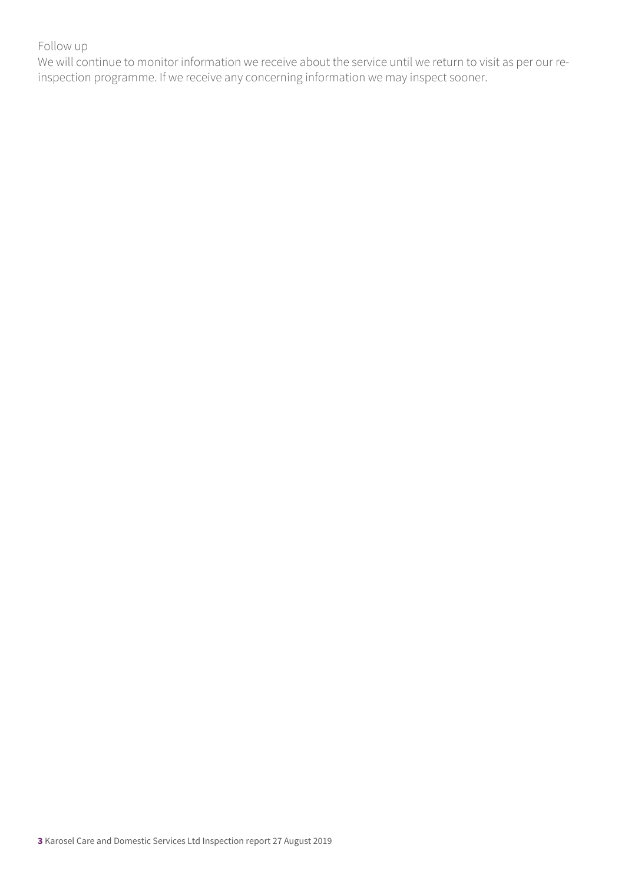Follow up

We will continue to monitor information we receive about the service until we return to visit as per our re-inspection programme. If we receive any concerning information we may inspect sooner.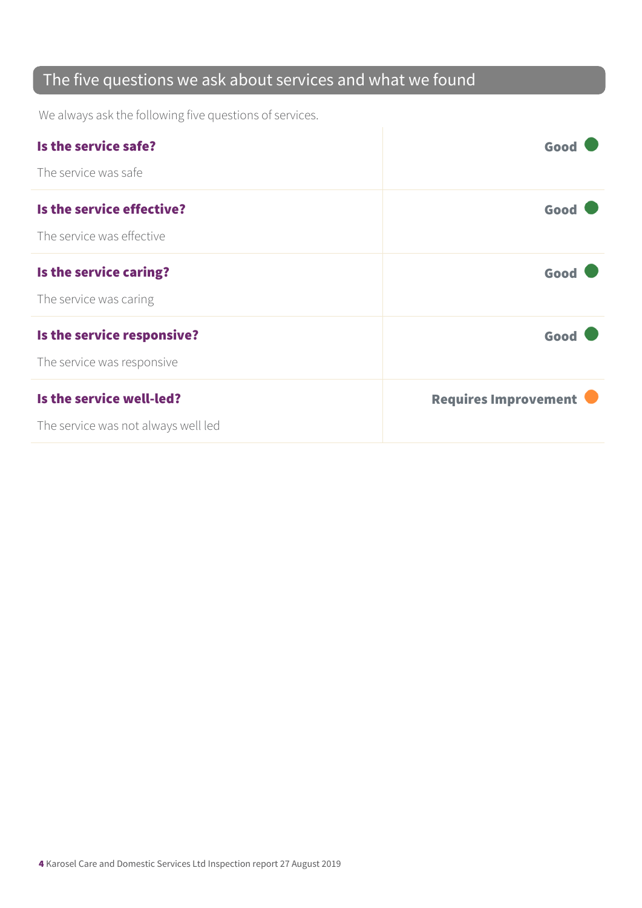## The five questions we ask about services and what we found

We always ask the following five questions of services.

| | |
|---|---|
| **Is the service safe?**<br>The service was safe | **Good** |
| **Is the service effective?**<br>The service was effective | **Good** |
| **Is the service caring?**<br>The service was caring | **Good** |
| **Is the service responsive?**<br>The service was responsive | **Good** |
| **Is the service well-led?**<br>The service was not always well led | **Requires Improvement** |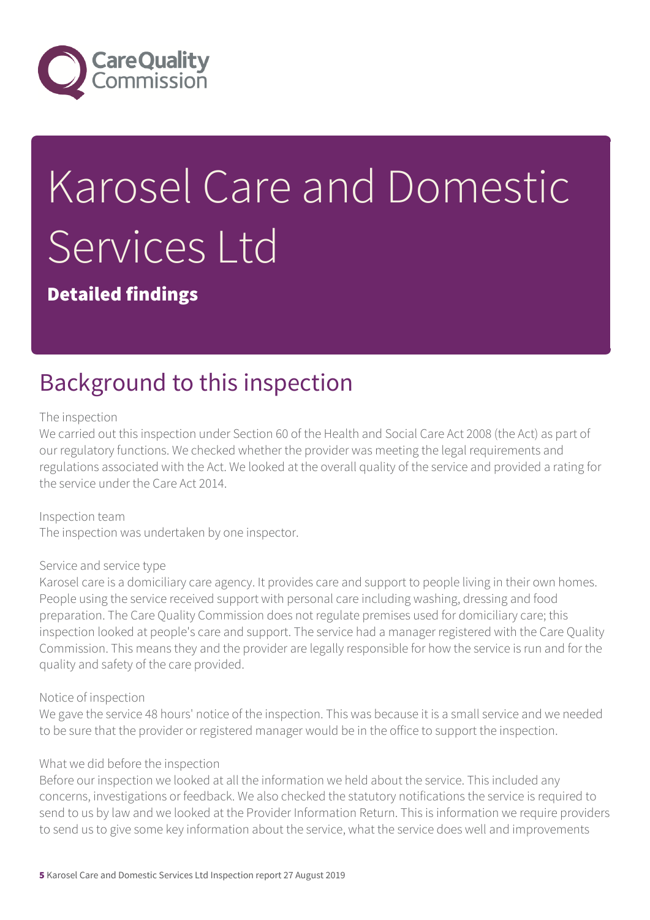# Karosel Care and Domestic Services Ltd

**Detailed findings**

## Background to this inspection

The inspection
We carried out this inspection under Section 60 of the Health and Social Care Act 2008 (the Act) as part of our regulatory functions. We checked whether the provider was meeting the legal requirements and regulations associated with the Act. We looked at the overall quality of the service and provided a rating for the service under the Care Act 2014.

Inspection team
The inspection was undertaken by one inspector.

Service and service type
Karosel care is a domiciliary care agency. It provides care and support to people living in their own homes. People using the service received support with personal care including washing, dressing and food preparation. The Care Quality Commission does not regulate premises used for domiciliary care; this inspection looked at people's care and support. The service had a manager registered with the Care Quality Commission. This means they and the provider are legally responsible for how the service is run and for the quality and safety of the care provided.

Notice of inspection
We gave the service 48 hours' notice of the inspection. This was because it is a small service and we needed to be sure that the provider or registered manager would be in the office to support the inspection.

What we did before the inspection
Before our inspection we looked at all the information we held about the service. This included any concerns, investigations or feedback. We also checked the statutory notifications the service is required to send to us by law and we looked at the Provider Information Return. This is information we require providers to send us to give some key information about the service, what the service does well and improvements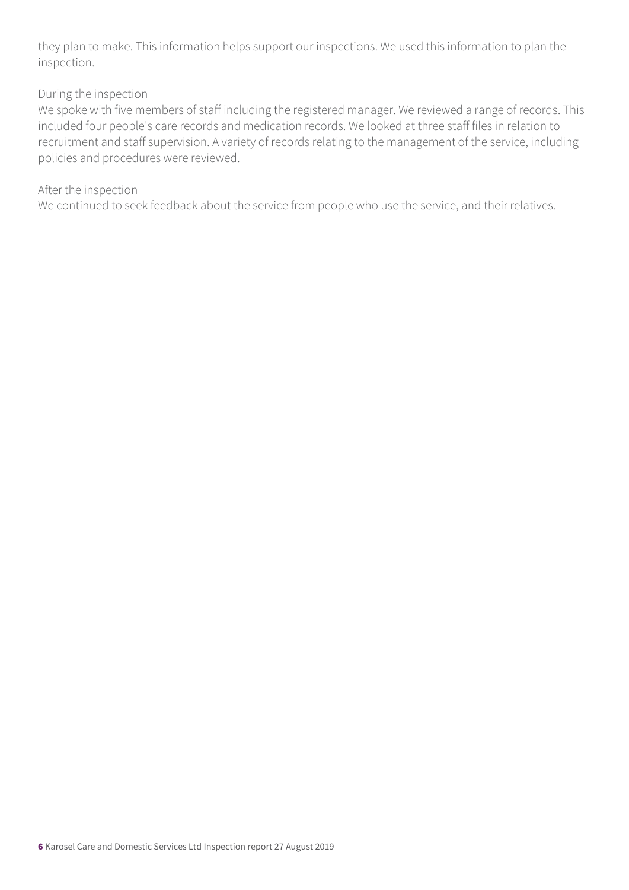they plan to make. This information helps support our inspections. We used this information to plan the inspection.

During the inspection
We spoke with five members of staff including the registered manager. We reviewed a range of records. This included four people's care records and medication records. We looked at three staff files in relation to recruitment and staff supervision. A variety of records relating to the management of the service, including policies and procedures were reviewed.

After the inspection
We continued to seek feedback about the service from people who use the service, and their relatives.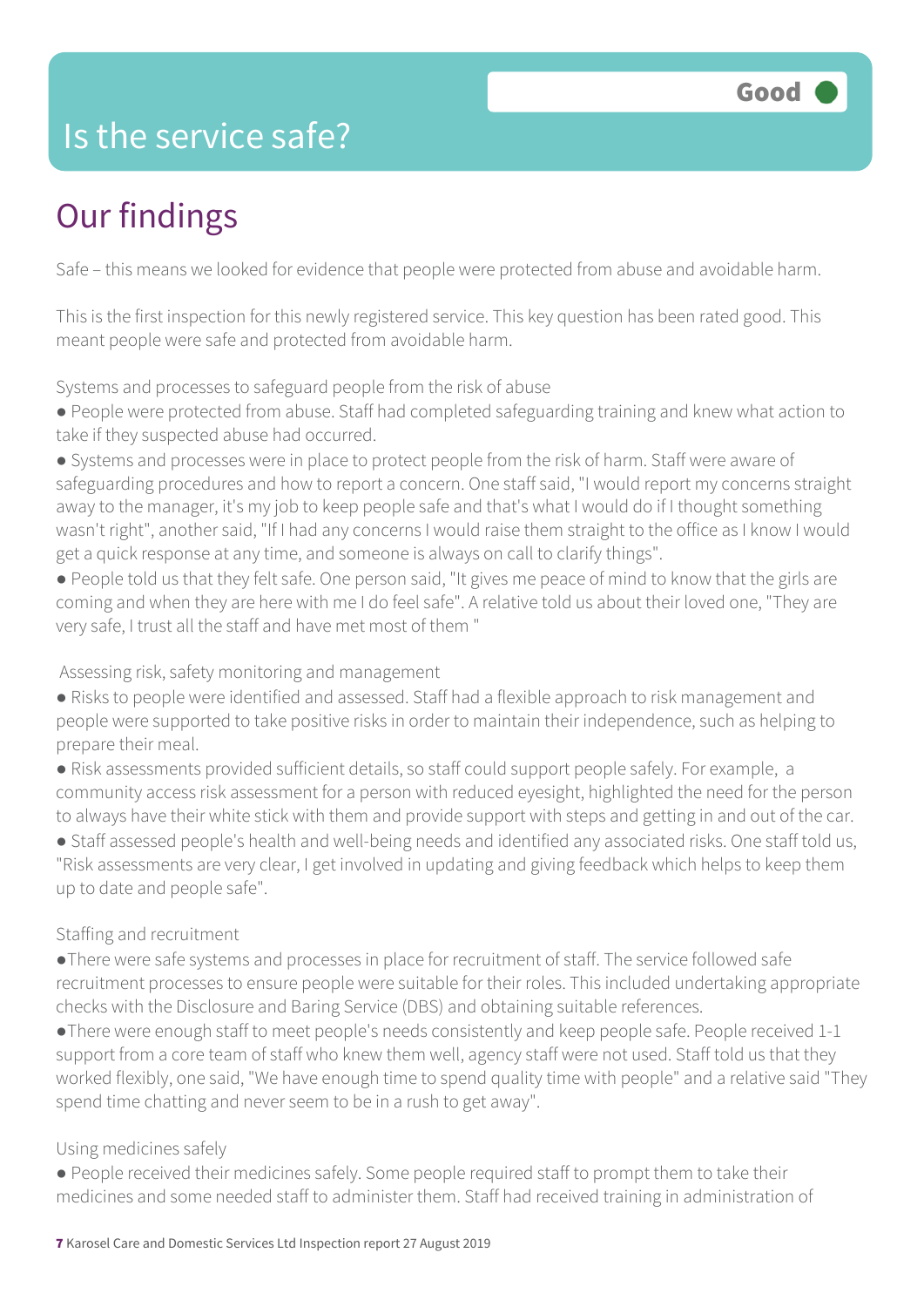# Is the service safe?

**Good**

## Our findings

Safe – this means we looked for evidence that people were protected from abuse and avoidable harm.

This is the first inspection for this newly registered service. This key question has been rated good. This meant people were safe and protected from avoidable harm.

Systems and processes to safeguard people from the risk of abuse

- People were protected from abuse. Staff had completed safeguarding training and knew what action to take if they suspected abuse had occurred.
- Systems and processes were in place to protect people from the risk of harm. Staff were aware of safeguarding procedures and how to report a concern. One staff said, "I would report my concerns straight away to the manager, it's my job to keep people safe and that's what I would do if I thought something wasn't right", another said, "If I had any concerns I would raise them straight to the office as I know I would get a quick response at any time, and someone is always on call to clarify things".
- People told us that they felt safe. One person said, "It gives me peace of mind to know that the girls are coming and when they are here with me I do feel safe". A relative told us about their loved one, "They are very safe, I trust all the staff and have met most of them "

Assessing risk, safety monitoring and management

- Risks to people were identified and assessed. Staff had a flexible approach to risk management and people were supported to take positive risks in order to maintain their independence, such as helping to prepare their meal.
- Risk assessments provided sufficient details, so staff could support people safely. For example, a community access risk assessment for a person with reduced eyesight, highlighted the need for the person to always have their white stick with them and provide support with steps and getting in and out of the car.
- Staff assessed people's health and well-being needs and identified any associated risks. One staff told us, "Risk assessments are very clear, I get involved in updating and giving feedback which helps to keep them up to date and people safe".

Staffing and recruitment

- There were safe systems and processes in place for recruitment of staff. The service followed safe recruitment processes to ensure people were suitable for their roles. This included undertaking appropriate checks with the Disclosure and Baring Service (DBS) and obtaining suitable references.
- There were enough staff to meet people's needs consistently and keep people safe. People received 1-1 support from a core team of staff who knew them well, agency staff were not used. Staff told us that they worked flexibly, one said, "We have enough time to spend quality time with people" and a relative said "They spend time chatting and never seem to be in a rush to get away".

Using medicines safely

- People received their medicines safely. Some people required staff to prompt them to take their medicines and some needed staff to administer them. Staff had received training in administration of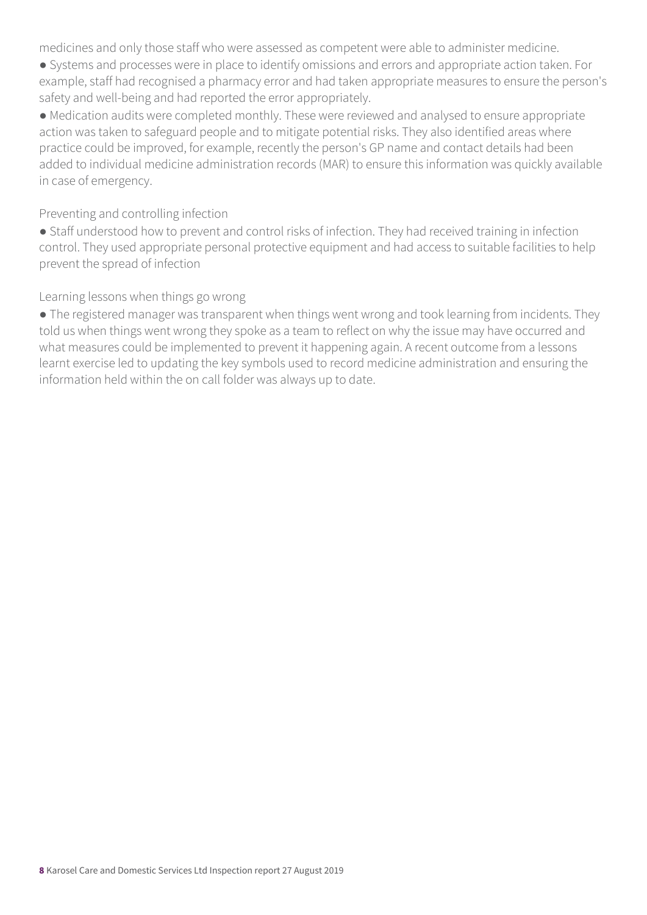medicines and only those staff who were assessed as competent were able to administer medicine.

- Systems and processes were in place to identify omissions and errors and appropriate action taken. For example, staff had recognised a pharmacy error and had taken appropriate measures to ensure the person's safety and well-being and had reported the error appropriately.
- Medication audits were completed monthly. These were reviewed and analysed to ensure appropriate action was taken to safeguard people and to mitigate potential risks. They also identified areas where practice could be improved, for example, recently the person's GP name and contact details had been added to individual medicine administration records (MAR) to ensure this information was quickly available in case of emergency.

Preventing and controlling infection

- Staff understood how to prevent and control risks of infection. They had received training in infection control. They used appropriate personal protective equipment and had access to suitable facilities to help prevent the spread of infection

Learning lessons when things go wrong

- The registered manager was transparent when things went wrong and took learning from incidents. They told us when things went wrong they spoke as a team to reflect on why the issue may have occurred and what measures could be implemented to prevent it happening again. A recent outcome from a lessons learnt exercise led to updating the key symbols used to record medicine administration and ensuring the information held within the on call folder was always up to date.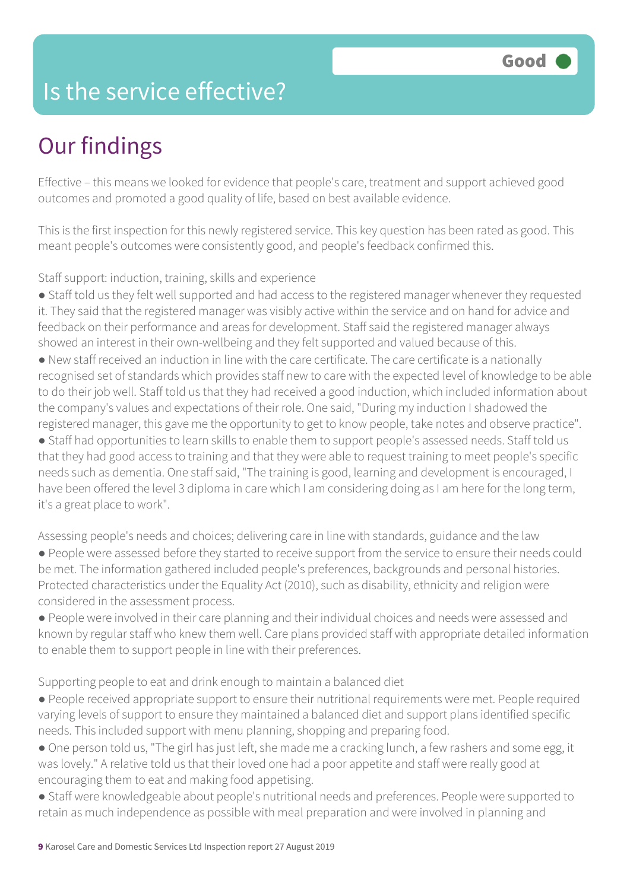# Is the service effective?

**Good**

## Our findings

Effective – this means we looked for evidence that people's care, treatment and support achieved good outcomes and promoted a good quality of life, based on best available evidence.

This is the first inspection for this newly registered service. This key question has been rated as good. This meant people's outcomes were consistently good, and people's feedback confirmed this.

Staff support: induction, training, skills and experience

- Staff told us they felt well supported and had access to the registered manager whenever they requested it. They said that the registered manager was visibly active within the service and on hand for advice and feedback on their performance and areas for development. Staff said the registered manager always showed an interest in their own-wellbeing and they felt supported and valued because of this.
- New staff received an induction in line with the care certificate. The care certificate is a nationally recognised set of standards which provides staff new to care with the expected level of knowledge to be able to do their job well. Staff told us that they had received a good induction, which included information about the company's values and expectations of their role. One said, "During my induction I shadowed the registered manager, this gave me the opportunity to get to know people, take notes and observe practice".
- Staff had opportunities to learn skills to enable them to support people's assessed needs. Staff told us that they had good access to training and that they were able to request training to meet people's specific needs such as dementia. One staff said, "The training is good, learning and development is encouraged, I have been offered the level 3 diploma in care which I am considering doing as I am here for the long term, it's a great place to work".

Assessing people's needs and choices; delivering care in line with standards, guidance and the law

- People were assessed before they started to receive support from the service to ensure their needs could be met. The information gathered included people's preferences, backgrounds and personal histories. Protected characteristics under the Equality Act (2010), such as disability, ethnicity and religion were considered in the assessment process.
- People were involved in their care planning and their individual choices and needs were assessed and known by regular staff who knew them well. Care plans provided staff with appropriate detailed information to enable them to support people in line with their preferences.

Supporting people to eat and drink enough to maintain a balanced diet

- People received appropriate support to ensure their nutritional requirements were met. People required varying levels of support to ensure they maintained a balanced diet and support plans identified specific needs. This included support with menu planning, shopping and preparing food.
- One person told us, "The girl has just left, she made me a cracking lunch, a few rashers and some egg, it was lovely." A relative told us that their loved one had a poor appetite and staff were really good at encouraging them to eat and making food appetising.
- Staff were knowledgeable about people's nutritional needs and preferences. People were supported to retain as much independence as possible with meal preparation and were involved in planning and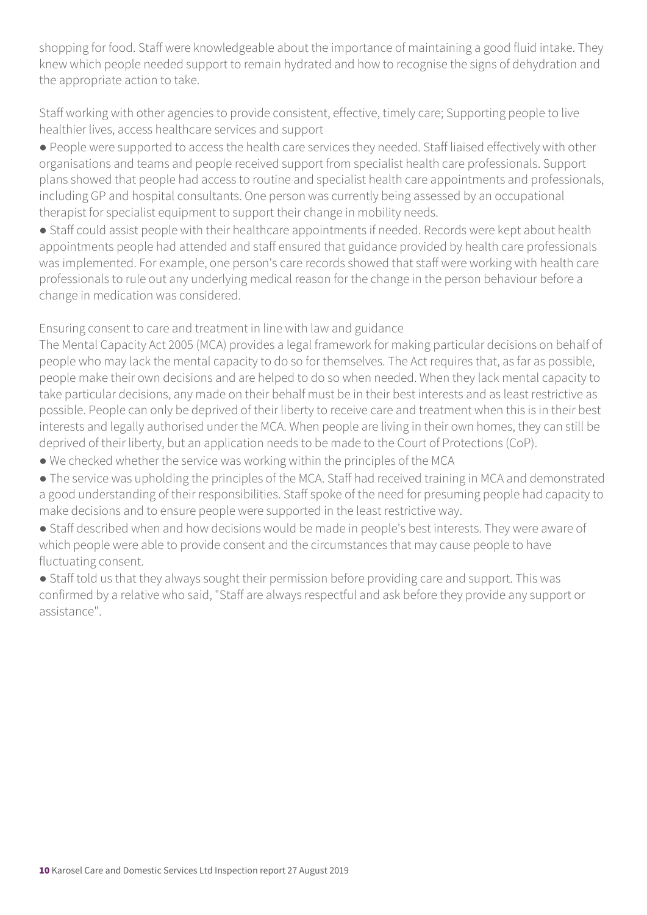shopping for food. Staff were knowledgeable about the importance of maintaining a good fluid intake. They knew which people needed support to remain hydrated and how to recognise the signs of dehydration and the appropriate action to take.

Staff working with other agencies to provide consistent, effective, timely care; Supporting people to live healthier lives, access healthcare services and support

- People were supported to access the health care services they needed. Staff liaised effectively with other organisations and teams and people received support from specialist health care professionals. Support plans showed that people had access to routine and specialist health care appointments and professionals, including GP and hospital consultants. One person was currently being assessed by an occupational therapist for specialist equipment to support their change in mobility needs.
- Staff could assist people with their healthcare appointments if needed. Records were kept about health appointments people had attended and staff ensured that guidance provided by health care professionals was implemented. For example, one person's care records showed that staff were working with health care professionals to rule out any underlying medical reason for the change in the person behaviour before a change in medication was considered.

Ensuring consent to care and treatment in line with law and guidance

The Mental Capacity Act 2005 (MCA) provides a legal framework for making particular decisions on behalf of people who may lack the mental capacity to do so for themselves. The Act requires that, as far as possible, people make their own decisions and are helped to do so when needed. When they lack mental capacity to take particular decisions, any made on their behalf must be in their best interests and as least restrictive as possible. People can only be deprived of their liberty to receive care and treatment when this is in their best interests and legally authorised under the MCA. When people are living in their own homes, they can still be deprived of their liberty, but an application needs to be made to the Court of Protections (CoP).

- We checked whether the service was working within the principles of the MCA
- The service was upholding the principles of the MCA. Staff had received training in MCA and demonstrated a good understanding of their responsibilities. Staff spoke of the need for presuming people had capacity to make decisions and to ensure people were supported in the least restrictive way.
- Staff described when and how decisions would be made in people's best interests. They were aware of which people were able to provide consent and the circumstances that may cause people to have fluctuating consent.
- Staff told us that they always sought their permission before providing care and support. This was confirmed by a relative who said, "Staff are always respectful and ask before they provide any support or assistance".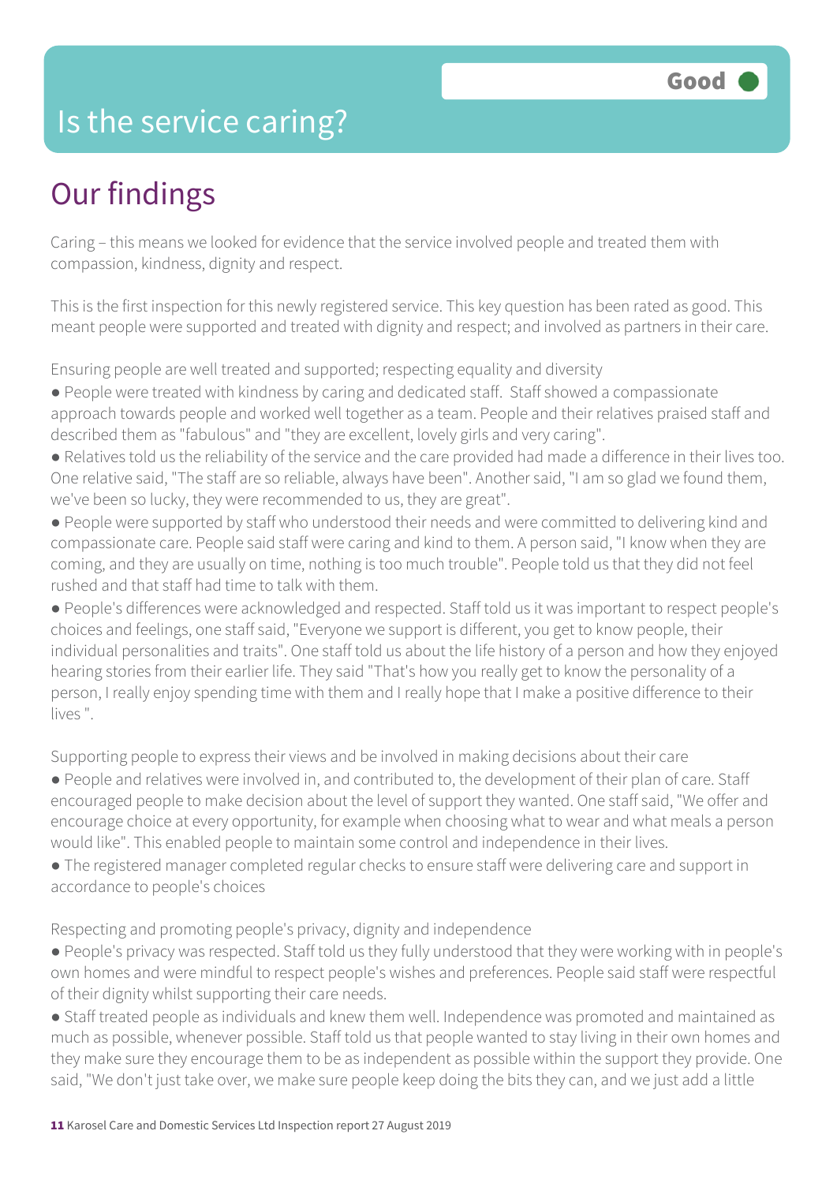# Is the service caring?

**Good**

## Our findings

Caring – this means we looked for evidence that the service involved people and treated them with compassion, kindness, dignity and respect.

This is the first inspection for this newly registered service. This key question has been rated as good. This meant people were supported and treated with dignity and respect; and involved as partners in their care.

Ensuring people are well treated and supported; respecting equality and diversity

- People were treated with kindness by caring and dedicated staff. Staff showed a compassionate approach towards people and worked well together as a team. People and their relatives praised staff and described them as "fabulous" and "they are excellent, lovely girls and very caring".
- Relatives told us the reliability of the service and the care provided had made a difference in their lives too. One relative said, "The staff are so reliable, always have been". Another said, "I am so glad we found them, we've been so lucky, they were recommended to us, they are great".
- People were supported by staff who understood their needs and were committed to delivering kind and compassionate care. People said staff were caring and kind to them. A person said, "I know when they are coming, and they are usually on time, nothing is too much trouble". People told us that they did not feel rushed and that staff had time to talk with them.
- People's differences were acknowledged and respected. Staff told us it was important to respect people's choices and feelings, one staff said, "Everyone we support is different, you get to know people, their individual personalities and traits". One staff told us about the life history of a person and how they enjoyed hearing stories from their earlier life. They said "That's how you really get to know the personality of a person, I really enjoy spending time with them and I really hope that I make a positive difference to their lives ".

Supporting people to express their views and be involved in making decisions about their care

- People and relatives were involved in, and contributed to, the development of their plan of care. Staff encouraged people to make decision about the level of support they wanted. One staff said, "We offer and encourage choice at every opportunity, for example when choosing what to wear and what meals a person would like". This enabled people to maintain some control and independence in their lives.
- The registered manager completed regular checks to ensure staff were delivering care and support in accordance to people's choices

Respecting and promoting people's privacy, dignity and independence

- People's privacy was respected. Staff told us they fully understood that they were working with in people's own homes and were mindful to respect people's wishes and preferences. People said staff were respectful of their dignity whilst supporting their care needs.
- Staff treated people as individuals and knew them well. Independence was promoted and maintained as much as possible, whenever possible. Staff told us that people wanted to stay living in their own homes and they make sure they encourage them to be as independent as possible within the support they provide. One said, "We don't just take over, we make sure people keep doing the bits they can, and we just add a little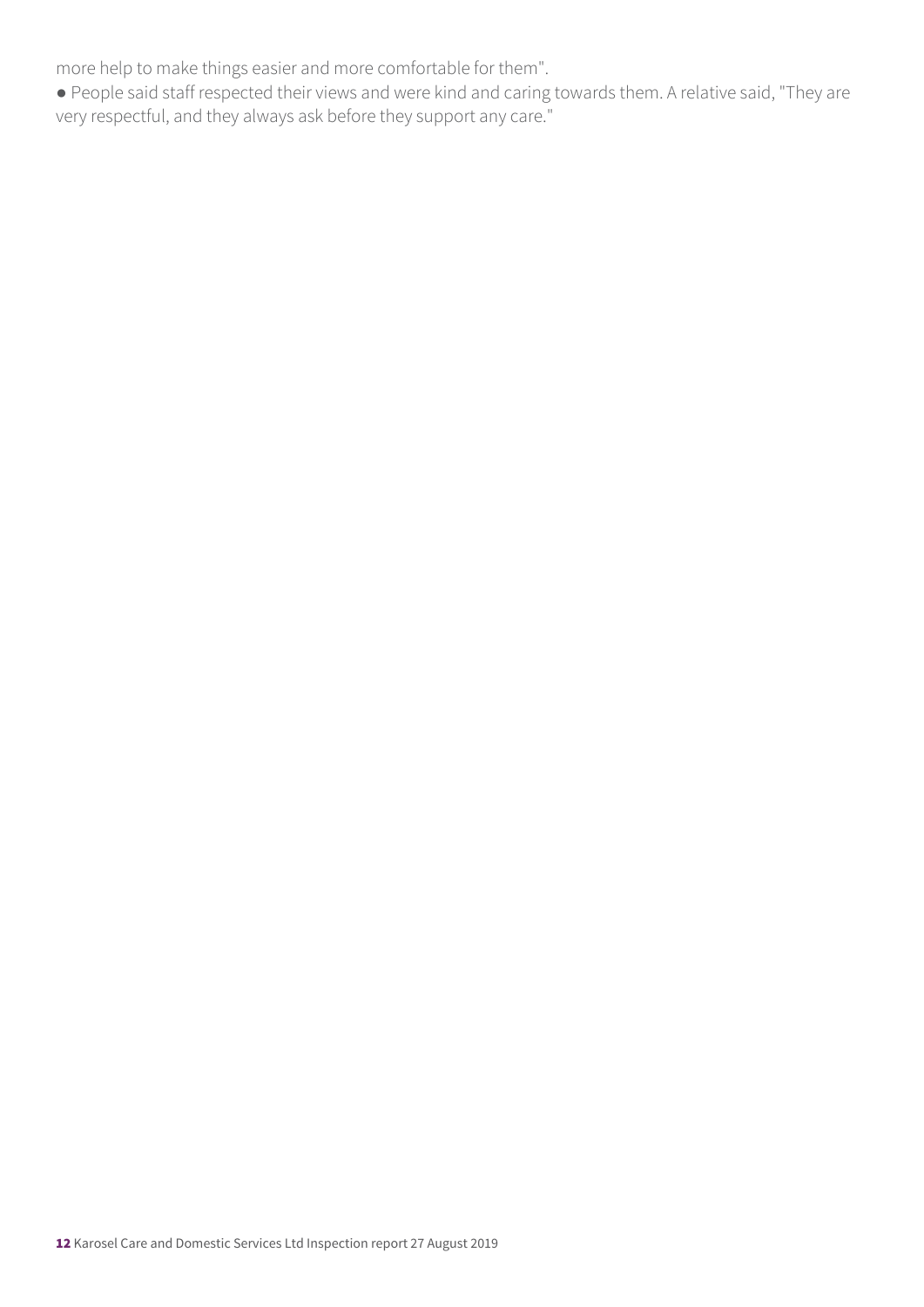more help to make things easier and more comfortable for them".

- People said staff respected their views and were kind and caring towards them. A relative said, "They are very respectful, and they always ask before they support any care."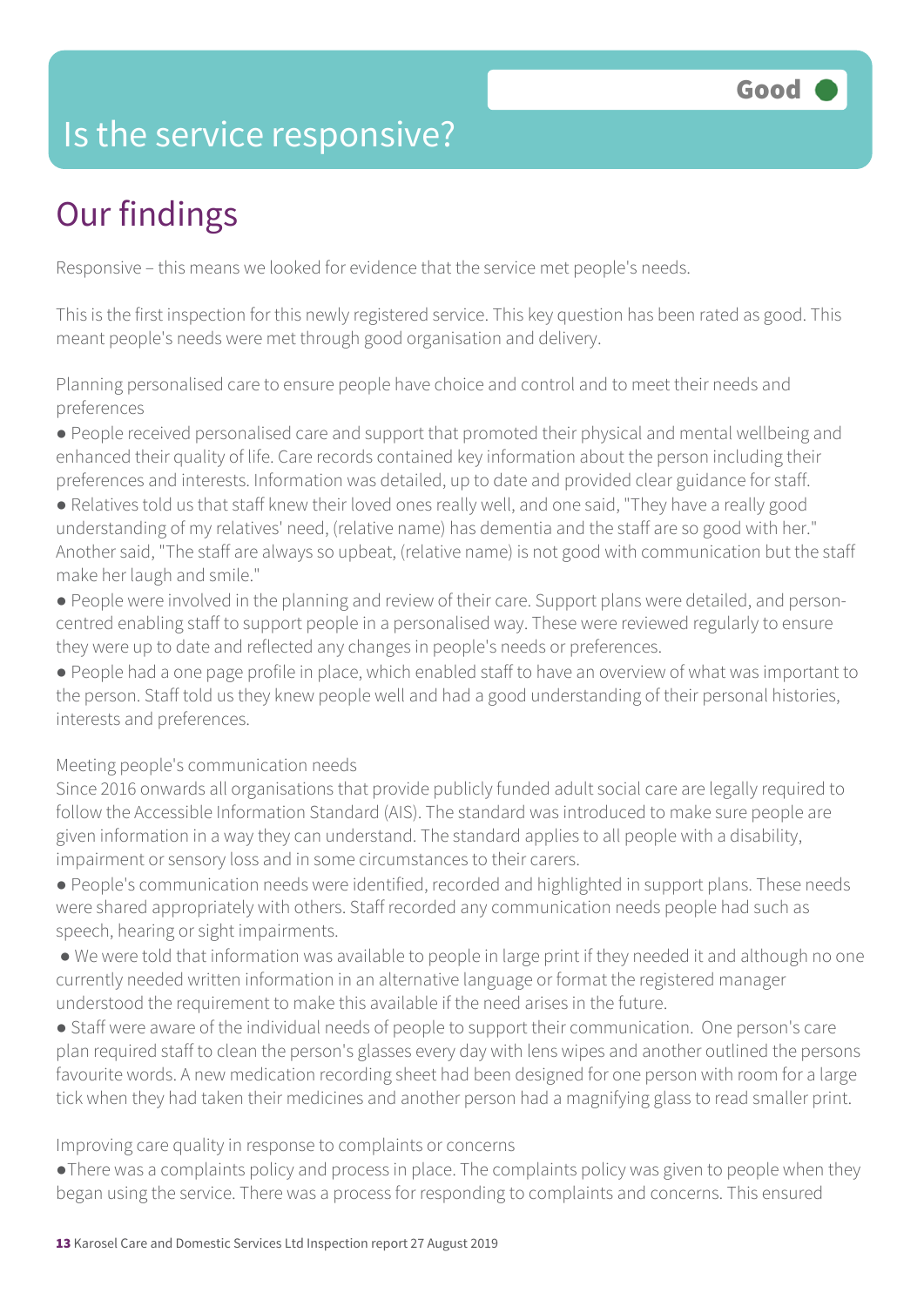Good

# Is the service responsive?

## Our findings

Responsive – this means we looked for evidence that the service met people's needs.

This is the first inspection for this newly registered service. This key question has been rated as good. This meant people's needs were met through good organisation and delivery.

Planning personalised care to ensure people have choice and control and to meet their needs and preferences

- People received personalised care and support that promoted their physical and mental wellbeing and enhanced their quality of life. Care records contained key information about the person including their preferences and interests. Information was detailed, up to date and provided clear guidance for staff.
- Relatives told us that staff knew their loved ones really well, and one said, "They have a really good understanding of my relatives' need, (relative name) has dementia and the staff are so good with her." Another said, "The staff are always so upbeat, (relative name) is not good with communication but the staff make her laugh and smile."
- People were involved in the planning and review of their care. Support plans were detailed, and person-centred enabling staff to support people in a personalised way. These were reviewed regularly to ensure they were up to date and reflected any changes in people's needs or preferences.
- People had a one page profile in place, which enabled staff to have an overview of what was important to the person. Staff told us they knew people well and had a good understanding of their personal histories, interests and preferences.

Meeting people's communication needs

Since 2016 onwards all organisations that provide publicly funded adult social care are legally required to follow the Accessible Information Standard (AIS). The standard was introduced to make sure people are given information in a way they can understand. The standard applies to all people with a disability, impairment or sensory loss and in some circumstances to their carers.

- People's communication needs were identified, recorded and highlighted in support plans. These needs were shared appropriately with others. Staff recorded any communication needs people had such as speech, hearing or sight impairments.
- We were told that information was available to people in large print if they needed it and although no one currently needed written information in an alternative language or format the registered manager understood the requirement to make this available if the need arises in the future.
- Staff were aware of the individual needs of people to support their communication. One person's care plan required staff to clean the person's glasses every day with lens wipes and another outlined the persons favourite words. A new medication recording sheet had been designed for one person with room for a large tick when they had taken their medicines and another person had a magnifying glass to read smaller print.

Improving care quality in response to complaints or concerns

- There was a complaints policy and process in place. The complaints policy was given to people when they began using the service. There was a process for responding to complaints and concerns. This ensured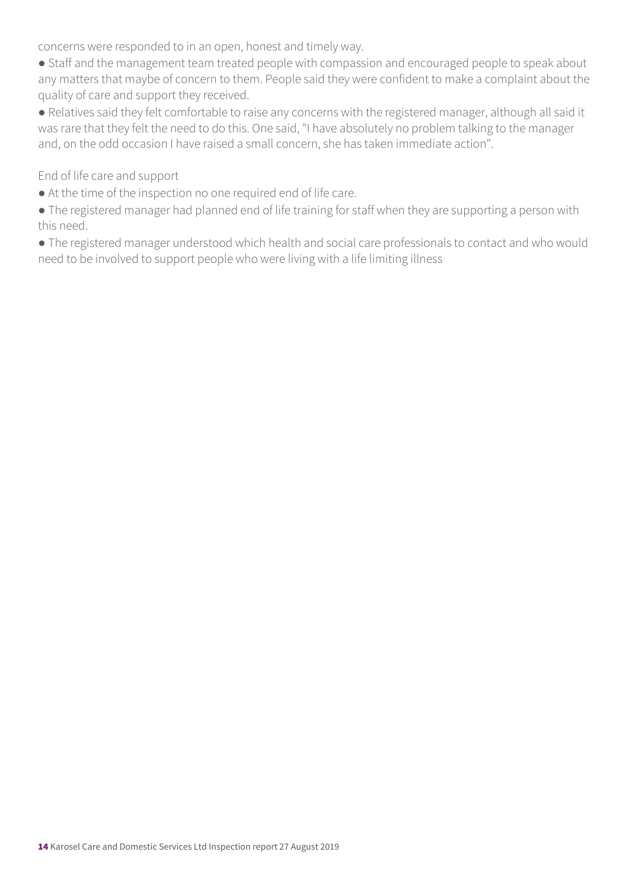concerns were responded to in an open, honest and timely way.

- Staff and the management team treated people with compassion and encouraged people to speak about any matters that maybe of concern to them. People said they were confident to make a complaint about the quality of care and support they received.
- Relatives said they felt comfortable to raise any concerns with the registered manager, although all said it was rare that they felt the need to do this. One said, "I have absolutely no problem talking to the manager and, on the odd occasion I have raised a small concern, she has taken immediate action".

End of life care and support

- At the time of the inspection no one required end of life care.
- The registered manager had planned end of life training for staff when they are supporting a person with this need.
- The registered manager understood which health and social care professionals to contact and who would need to be involved to support people who were living with a life limiting illness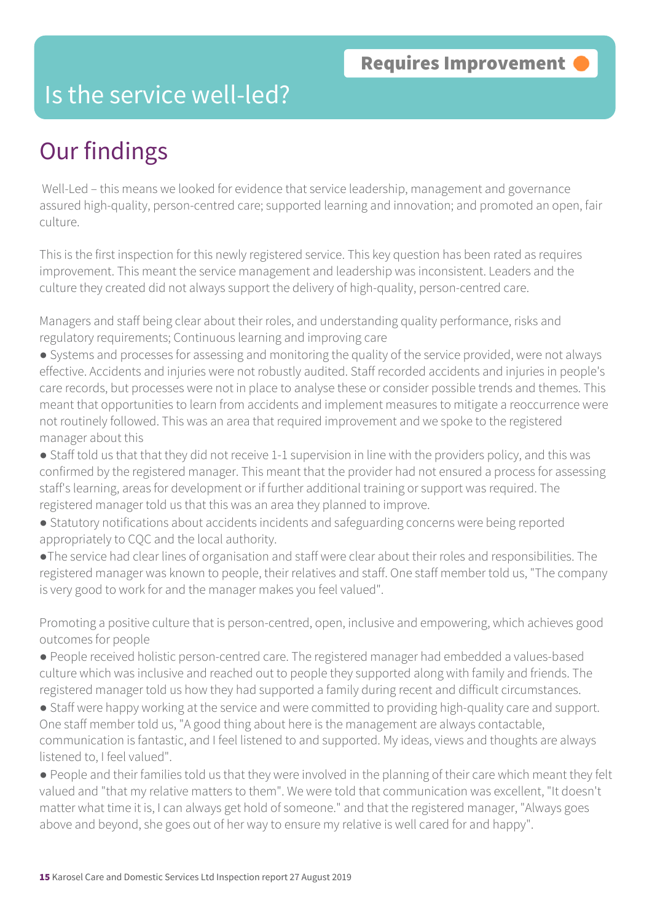Requires Improvement

# Is the service well-led?

## Our findings

Well-Led – this means we looked for evidence that service leadership, management and governance assured high-quality, person-centred care; supported learning and innovation; and promoted an open, fair culture.

This is the first inspection for this newly registered service. This key question has been rated as requires improvement. This meant the service management and leadership was inconsistent. Leaders and the culture they created did not always support the delivery of high-quality, person-centred care.

Managers and staff being clear about their roles, and understanding quality performance, risks and regulatory requirements; Continuous learning and improving care

- Systems and processes for assessing and monitoring the quality of the service provided, were not always effective. Accidents and injuries were not robustly audited. Staff recorded accidents and injuries in people's care records, but processes were not in place to analyse these or consider possible trends and themes. This meant that opportunities to learn from accidents and implement measures to mitigate a reoccurrence were not routinely followed. This was an area that required improvement and we spoke to the registered manager about this
- Staff told us that that they did not receive 1-1 supervision in line with the providers policy, and this was confirmed by the registered manager. This meant that the provider had not ensured a process for assessing staff's learning, areas for development or if further additional training or support was required. The registered manager told us that this was an area they planned to improve.
- Statutory notifications about accidents incidents and safeguarding concerns were being reported appropriately to CQC and the local authority.
- The service had clear lines of organisation and staff were clear about their roles and responsibilities. The registered manager was known to people, their relatives and staff. One staff member told us, "The company is very good to work for and the manager makes you feel valued".

Promoting a positive culture that is person-centred, open, inclusive and empowering, which achieves good outcomes for people

- People received holistic person-centred care. The registered manager had embedded a values-based culture which was inclusive and reached out to people they supported along with family and friends. The registered manager told us how they had supported a family during recent and difficult circumstances.
- Staff were happy working at the service and were committed to providing high-quality care and support. One staff member told us, "A good thing about here is the management are always contactable, communication is fantastic, and I feel listened to and supported. My ideas, views and thoughts are always listened to, I feel valued".
- People and their families told us that they were involved in the planning of their care which meant they felt valued and "that my relative matters to them". We were told that communication was excellent, "It doesn't matter what time it is, I can always get hold of someone." and that the registered manager, "Always goes above and beyond, she goes out of her way to ensure my relative is well cared for and happy".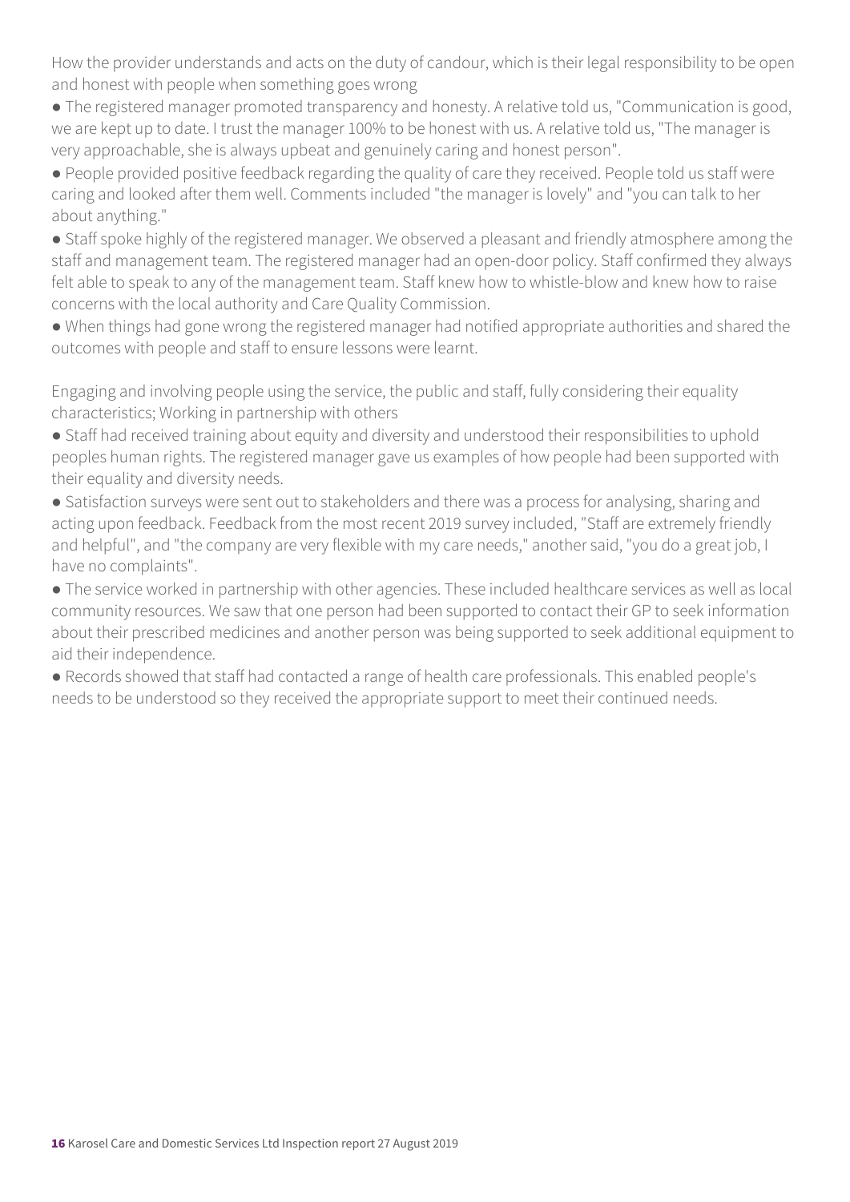How the provider understands and acts on the duty of candour, which is their legal responsibility to be open and honest with people when something goes wrong

- The registered manager promoted transparency and honesty. A relative told us, "Communication is good, we are kept up to date. I trust the manager 100% to be honest with us. A relative told us, "The manager is very approachable, she is always upbeat and genuinely caring and honest person".
- People provided positive feedback regarding the quality of care they received. People told us staff were caring and looked after them well. Comments included "the manager is lovely" and "you can talk to her about anything."
- Staff spoke highly of the registered manager. We observed a pleasant and friendly atmosphere among the staff and management team. The registered manager had an open-door policy. Staff confirmed they always felt able to speak to any of the management team. Staff knew how to whistle-blow and knew how to raise concerns with the local authority and Care Quality Commission.
- When things had gone wrong the registered manager had notified appropriate authorities and shared the outcomes with people and staff to ensure lessons were learnt.

Engaging and involving people using the service, the public and staff, fully considering their equality characteristics; Working in partnership with others

- Staff had received training about equity and diversity and understood their responsibilities to uphold peoples human rights. The registered manager gave us examples of how people had been supported with their equality and diversity needs.
- Satisfaction surveys were sent out to stakeholders and there was a process for analysing, sharing and acting upon feedback. Feedback from the most recent 2019 survey included, "Staff are extremely friendly and helpful", and "the company are very flexible with my care needs," another said, "you do a great job, I have no complaints".
- The service worked in partnership with other agencies. These included healthcare services as well as local community resources. We saw that one person had been supported to contact their GP to seek information about their prescribed medicines and another person was being supported to seek additional equipment to aid their independence.
- Records showed that staff had contacted a range of health care professionals. This enabled people's needs to be understood so they received the appropriate support to meet their continued needs.